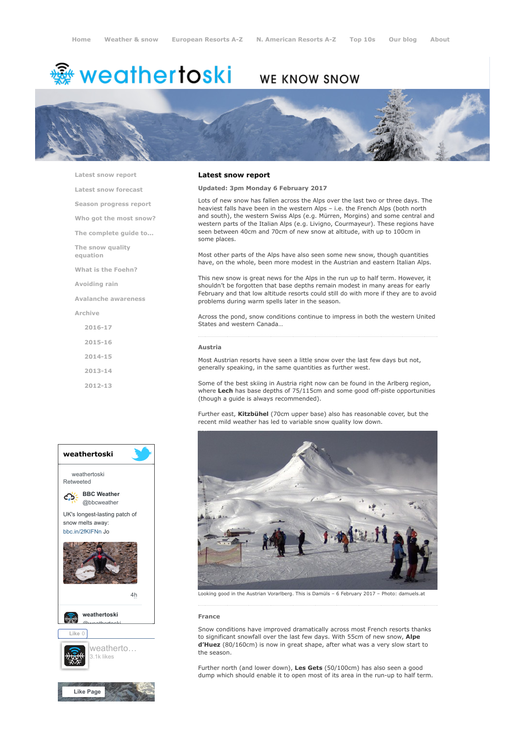Home | Weather & snow | European Resorts A-Z | N. American Resorts A-Z | Top 10s | Our blog | About

# weathertoski

WE KNOW SNOW

- Latest snow report
- Latest snow forecast
- Season progress report
- Who got the most snow?
- The complete guide to...
- The snow quality equation
- What is the Foehn?
- Avoiding rain
- Avalanche awareness
- Archive
  - 2016-17
  - 2015-16
  - 2014-15
  - 2013-14
  - 2012-13

## Latest snow report

**Updated: 3pm Monday 6 February 2017**

Lots of new snow has fallen across the Alps over the last two or three days. The heaviest falls have been in the western Alps – i.e. the French Alps (both north and south), the western Swiss Alps (e.g. Mürren, Morgins) and some central and western parts of the Italian Alps (e.g. Livigno, Courmayeur). These regions have seen between 40cm and 70cm of new snow at altitude, with up to 100cm in some places.

Most other parts of the Alps have also seen some new snow, though quantities have, on the whole, been more modest in the Austrian and eastern Italian Alps.

This new snow is great news for the Alps in the run up to half term. However, it shouldn't be forgotten that base depths remain modest in many areas for early February and that low altitude resorts could still do with more if they are to avoid problems during warm spells later in the season.

Across the pond, snow conditions continue to impress in both the western United States and western Canada…

### Austria

Most Austrian resorts have seen a little snow over the last few days but not, generally speaking, in the same quantities as further west.

Some of the best skiing in Austria right now can be found in the Arlberg region, where **Lech** has base depths of 75/115cm and some good off-piste opportunities (though a guide is always recommended).

Further east, **Kitzbühel** (70cm upper base) also has reasonable cover, but the recent mild weather has led to variable snow quality low down.

Looking good in the Austrian Vorarlberg. This is Damüls – 6 February 2017 – Photo: damuels.at

### France

Snow conditions have improved dramatically across most French resorts thanks to significant snowfall over the last few days. With 55cm of new snow, **Alpe d'Huez** (80/160cm) is now in great shape, after what was a very slow start to the season.

Further north (and lower down), **Les Gets** (50/100cm) has also seen a good dump which should enable it to open most of its area in the run-up to half term.

**weathertoski**

weathertoski Retweeted

BBC Weather @bbcweather

UK's longest-lasting patch of snow melts away: bbc.in/2fKIFNn Jo

4h

weathertoski @weathertoski

Like 0

weatherto… 3.1k likes

Like Page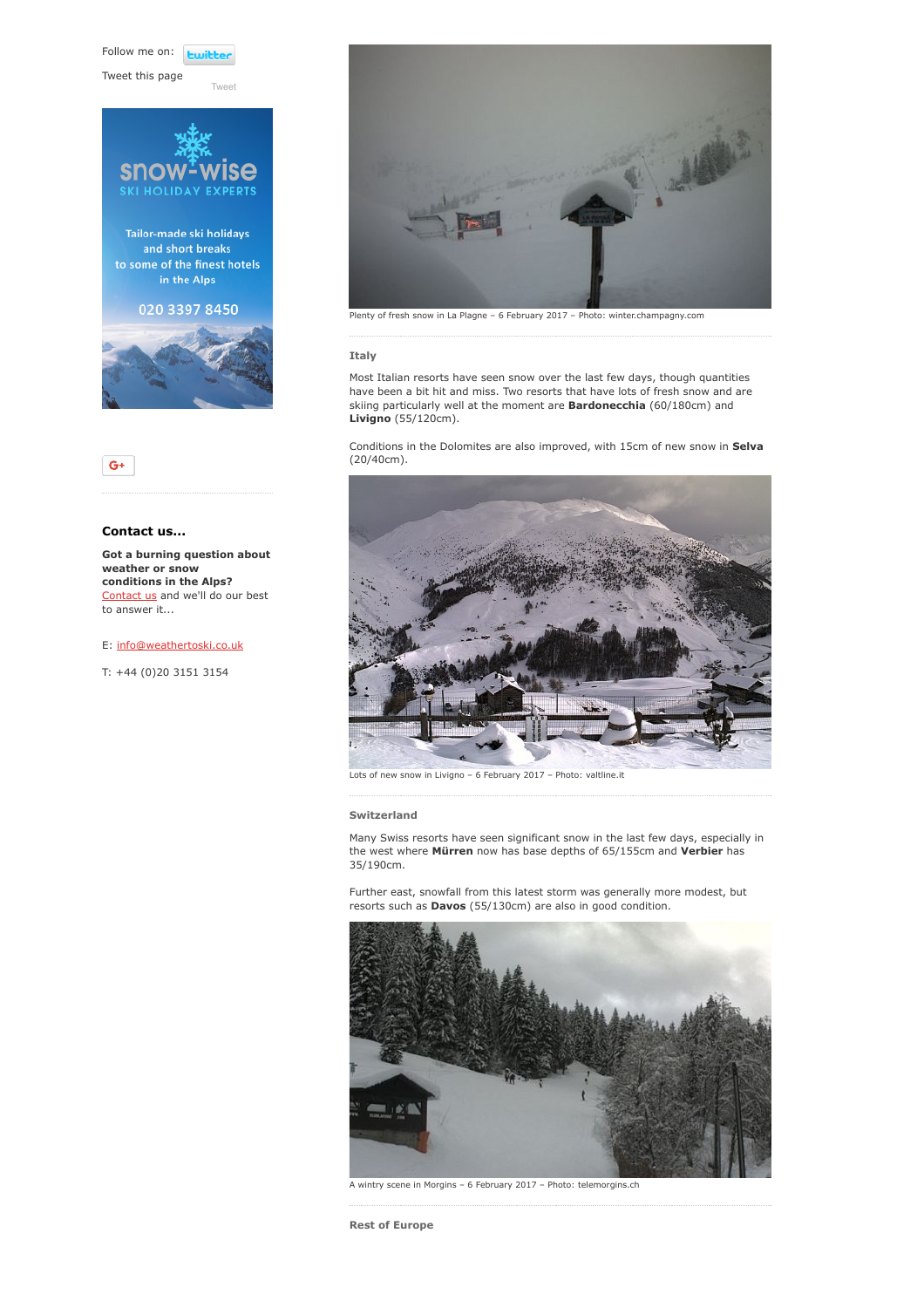Follow me on: twitter

Tweet this page

Tweet

snow-wise
SKI HOLIDAY EXPERTS

Tailor-made ski holidays and short breaks to some of the finest hotels in the Alps

020 3397 8450

G+

### Contact us...

**Got a burning question about weather or snow conditions in the Alps?** [Contact us](#) and we'll do our best to answer it...

E: info@weathertoski.co.uk

T: +44 (0)20 3151 3154

Plenty of fresh snow in La Plagne – 6 February 2017 – Photo: winter.champagny.com

### Italy

Most Italian resorts have seen snow over the last few days, though quantities have been a bit hit and miss. Two resorts that have lots of fresh snow and are skiing particularly well at the moment are **Bardonecchia** (60/180cm) and **Livigno** (55/120cm).

Conditions in the Dolomites are also improved, with 15cm of new snow in **Selva** (20/40cm).

Lots of new snow in Livigno – 6 February 2017 – Photo: valtline.it

### Switzerland

Many Swiss resorts have seen significant snow in the last few days, especially in the west where **Mürren** now has base depths of 65/155cm and **Verbier** has 35/190cm.

Further east, snowfall from this latest storm was generally more modest, but resorts such as **Davos** (55/130cm) are also in good condition.

A wintry scene in Morgins – 6 February 2017 – Photo: telemorgins.ch

### Rest of Europe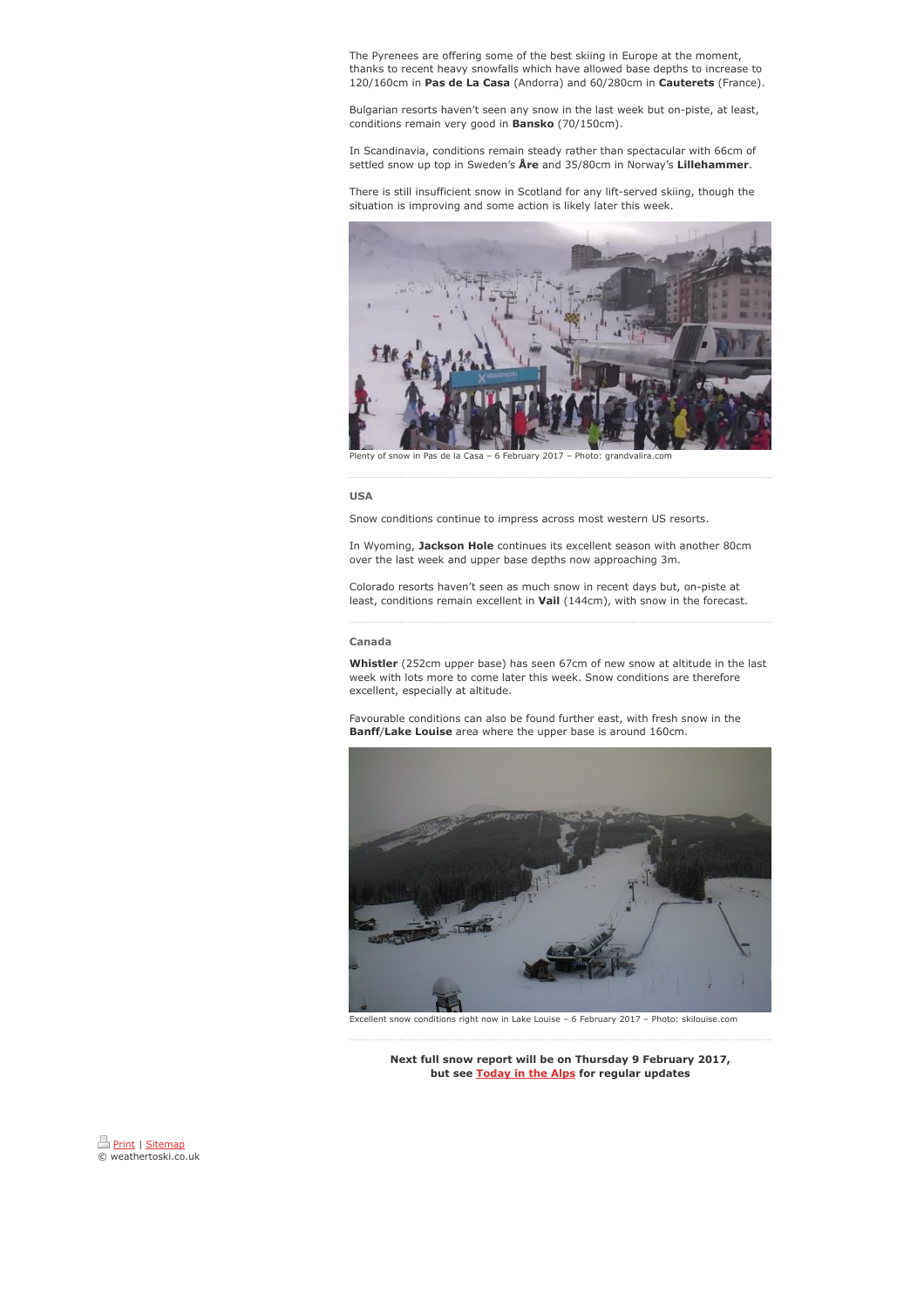The Pyrenees are offering some of the best skiing in Europe at the moment, thanks to recent heavy snowfalls which have allowed base depths to increase to 120/160cm in **Pas de La Casa** (Andorra) and 60/280cm in **Cauterets** (France).

Bulgarian resorts haven't seen any snow in the last week but on-piste, at least, conditions remain very good in **Bansko** (70/150cm).

In Scandinavia, conditions remain steady rather than spectacular with 66cm of settled snow up top in Sweden's **Åre** and 35/80cm in Norway's **Lillehammer**.

There is still insufficient snow in Scotland for any lift-served skiing, though the situation is improving and some action is likely later this week.

Plenty of snow in Pas de la Casa – 6 February 2017 – Photo: grandvalira.com

### USA

Snow conditions continue to impress across most western US resorts.

In Wyoming, **Jackson Hole** continues its excellent season with another 80cm over the last week and upper base depths now approaching 3m.

Colorado resorts haven't seen as much snow in recent days but, on-piste at least, conditions remain excellent in **Vail** (144cm), with snow in the forecast.

### Canada

**Whistler** (252cm upper base) has seen 67cm of new snow at altitude in the last week with lots more to come later this week. Snow conditions are therefore excellent, especially at altitude.

Favourable conditions can also be found further east, with fresh snow in the **Banff**/**Lake Louise** area where the upper base is around 160cm.

Excellent snow conditions right now in Lake Louise – 6 February 2017 – Photo: skilouise.com

**Next full snow report will be on Thursday 9 February 2017, but see Today in the Alps for regular updates**

Print | Sitemap
© weathertoski.co.uk